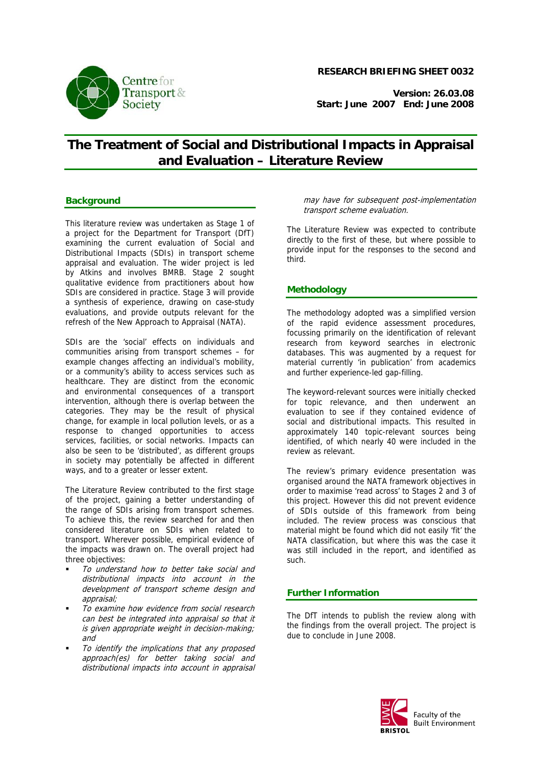**RESEARCH BRIEFING SHEET 0032**

**Version: 26.03.08**
**Start: June 2007 End: June 2008**

# The Treatment of Social and Distributional Impacts in Appraisal and Evaluation – Literature Review

## Background

This literature review was undertaken as Stage 1 of a project for the Department for Transport (DfT) examining the current evaluation of Social and Distributional Impacts (SDIs) in transport scheme appraisal and evaluation. The wider project is led by Atkins and involves BMRB. Stage 2 sought qualitative evidence from practitioners about how SDIs are considered in practice. Stage 3 will provide a synthesis of experience, drawing on case-study evaluations, and provide outputs relevant for the refresh of the New Approach to Appraisal (NATA).

SDIs are the 'social' effects on individuals and communities arising from transport schemes – for example changes affecting an individual's mobility, or a community's ability to access services such as healthcare. They are distinct from the economic and environmental consequences of a transport intervention, although there is overlap between the categories. They may be the result of physical change, for example in local pollution levels, or as a response to changed opportunities to access services, facilities, or social networks. Impacts can also be seen to be 'distributed', as different groups in society may potentially be affected in different ways, and to a greater or lesser extent.

The Literature Review contributed to the first stage of the project, gaining a better understanding of the range of SDIs arising from transport schemes. To achieve this, the review searched for and then considered literature on SDIs when related to transport. Wherever possible, empirical evidence of the impacts was drawn on. The overall project had three objectives:

- *To understand how to better take social and distributional impacts into account in the development of transport scheme design and appraisal;*
- *To examine how evidence from social research can best be integrated into appraisal so that it is given appropriate weight in decision-making; and*
- *To identify the implications that any proposed approach(es) for better taking social and distributional impacts into account in appraisal may have for subsequent post-implementation transport scheme evaluation.*

The Literature Review was expected to contribute directly to the first of these, but where possible to provide input for the responses to the second and third.

## Methodology

The methodology adopted was a simplified version of the rapid evidence assessment procedures, focussing primarily on the identification of relevant research from keyword searches in electronic databases. This was augmented by a request for material currently 'in publication' from academics and further experience-led gap-filling.

The keyword-relevant sources were initially checked for topic relevance, and then underwent an evaluation to see if they contained evidence of social and distributional impacts. This resulted in approximately 140 topic-relevant sources being identified, of which nearly 40 were included in the review as relevant.

The review's primary evidence presentation was organised around the NATA framework objectives in order to maximise 'read across' to Stages 2 and 3 of this project. However this did not prevent evidence of SDIs outside of this framework from being included. The review process was conscious that material might be found which did not easily 'fit' the NATA classification, but where this was the case it was still included in the report, and identified as such.

## Further Information

The DfT intends to publish the review along with the findings from the overall project. The project is due to conclude in June 2008.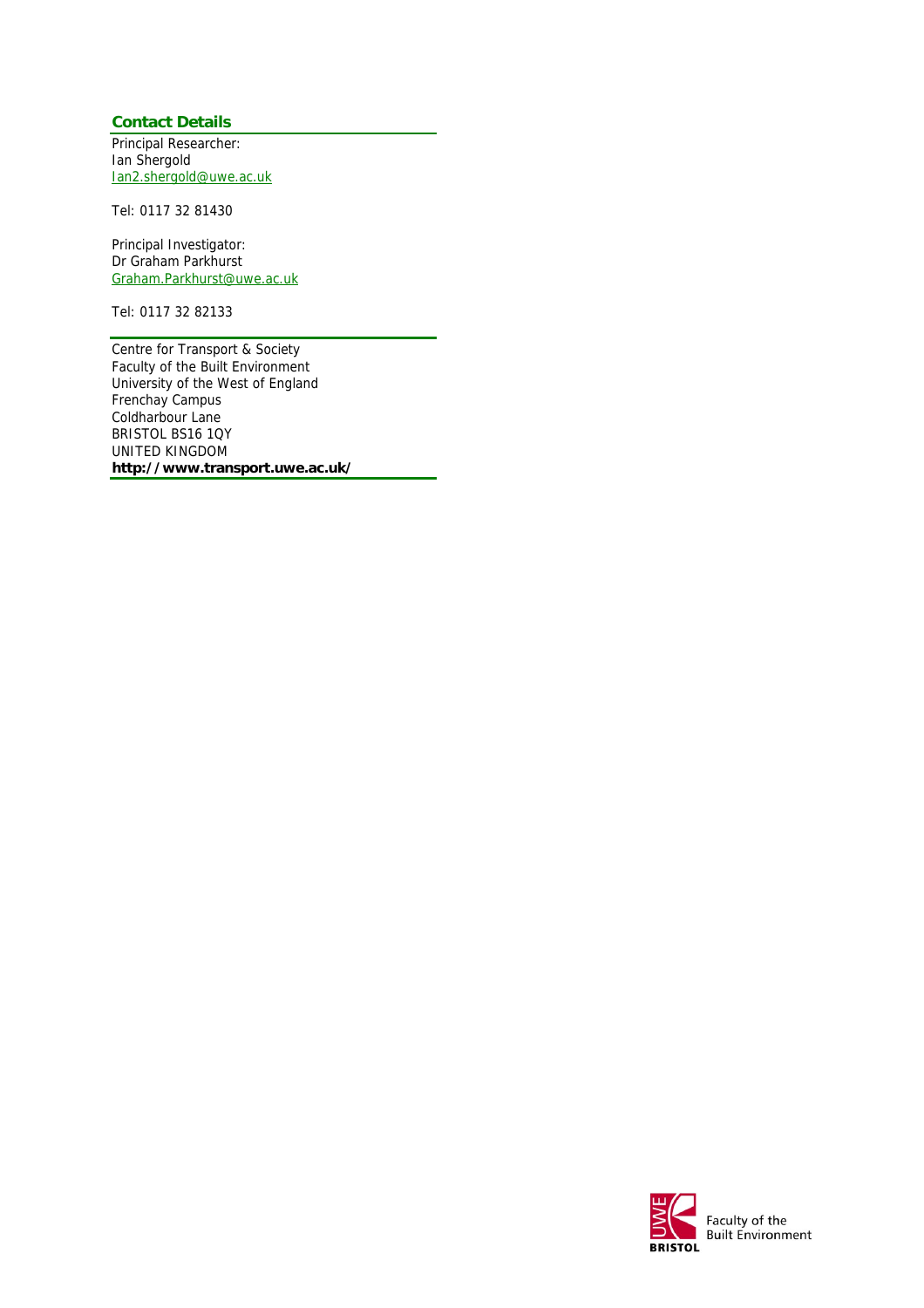## Contact Details

Principal Researcher:
Ian Shergold
Ian2.shergold@uwe.ac.uk

Tel: 0117 32 81430

Principal Investigator:
Dr Graham Parkhurst
Graham.Parkhurst@uwe.ac.uk

Tel: 0117 32 82133

Centre for Transport & Society
Faculty of the Built Environment
University of the West of England
Frenchay Campus
Coldharbour Lane
BRISTOL BS16 1QY
UNITED KINGDOM
**http://www.transport.uwe.ac.uk/**

UWE BRISTOL Faculty of the Built Environment